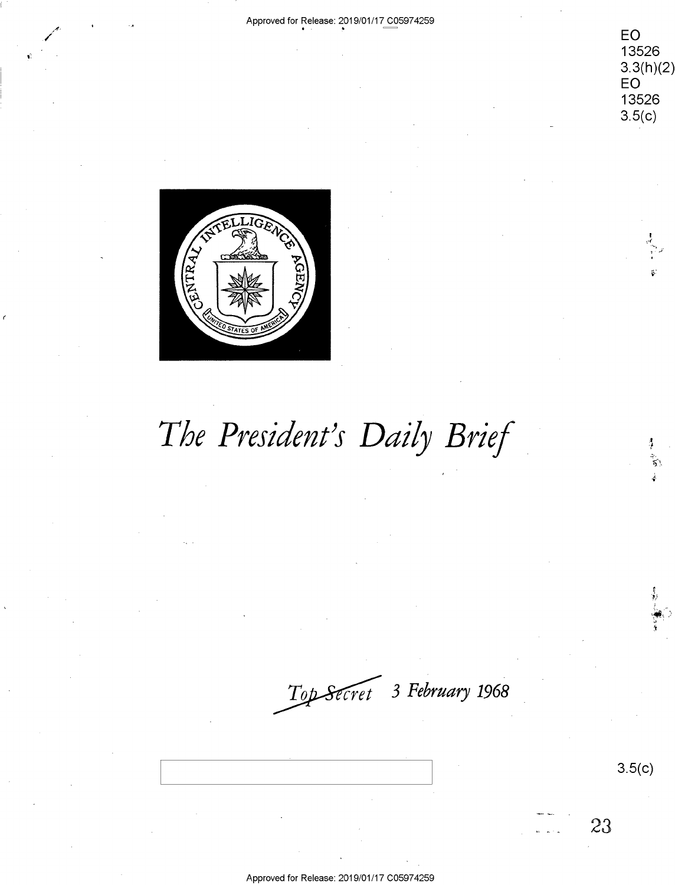EO 13526 3.3(h)(2)
EO 13526 3.5(c)

# The President's Daily Brief

*Top Secret* 3 February 1968

3.5(c)

23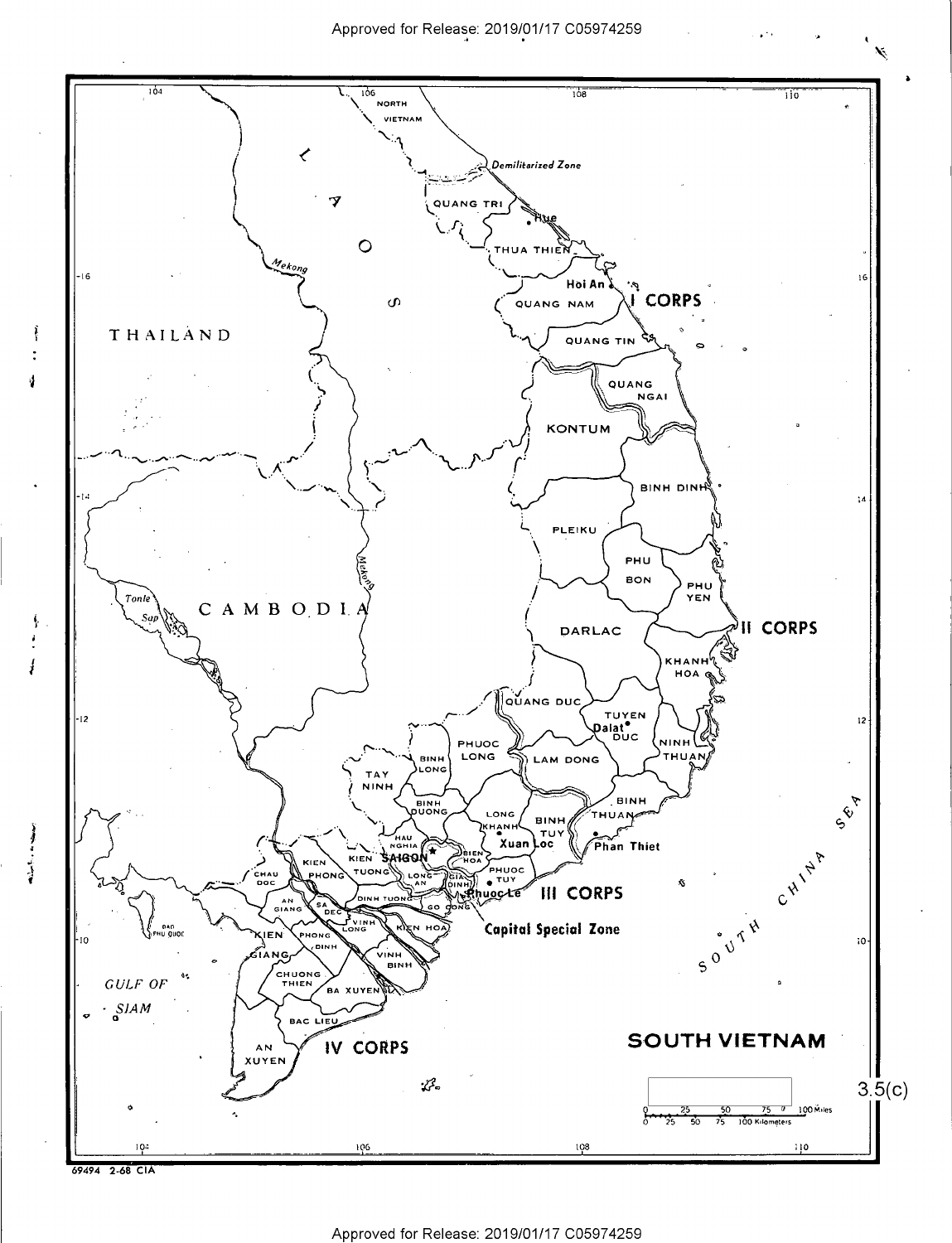# SOUTH VIETNAM

I CORPS

II CORPS

III CORPS

IV CORPS

Capital Special Zone

3.5(c)

69494 2-68 CIA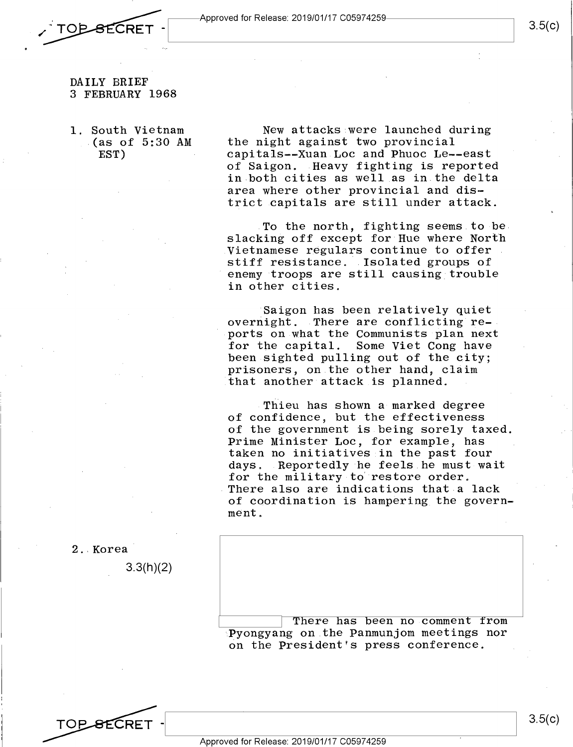DAILY BRIEF
3 FEBRUARY 1968

1. South Vietnam (as of 5:30 AM EST)

New attacks were launched during the night against two provincial capitals--Xuan Loc and Phuoc Le--east of Saigon. Heavy fighting is reported in both cities as well as in the delta area where other provincial and district capitals are still under attack.

To the north, fighting seems to be slacking off except for Hue where North Vietnamese regulars continue to offer stiff resistance. Isolated groups of enemy troops are still causing trouble in other cities.

Saigon has been relatively quiet overnight. There are conflicting reports on what the Communists plan next for the capital. Some Viet Cong have been sighted pulling out of the city; prisoners, on the other hand, claim that another attack is planned.

Thieu has shown a marked degree of confidence, but the effectiveness of the government is being sorely taxed. Prime Minister Loc, for example, has taken no initiatives in the past four days. Reportedly he feels he must wait for the military to restore order. There also are indications that a lack of coordination is hampering the government.

2. Korea

3.3(h)(2)

There has been no comment from Pyongyang on the Panmunjom meetings nor on the President's press conference.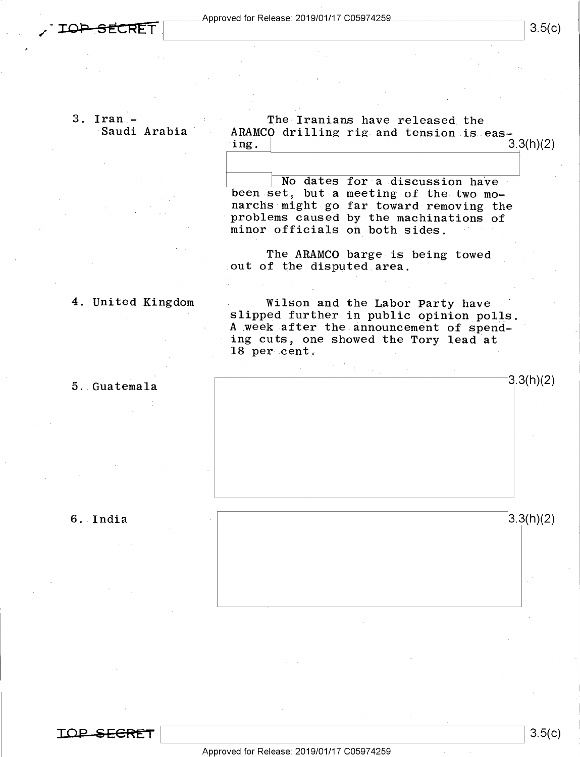3. Iran - Saudi Arabia

The Iranians have released the ARAMCO drilling rig and tension is easing. [3.3(h)(2)]

No dates for a discussion have been set, but a meeting of the two monarchs might go far toward removing the problems caused by the machinations of minor officials on both sides.

The ARAMCO barge is being towed out of the disputed area.

4. United Kingdom

Wilson and the Labor Party have slipped further in public opinion polls. A week after the announcement of spending cuts, one showed the Tory lead at 18 per cent.

5. Guatemala

[3.3(h)(2)]

6. India

[3.3(h)(2)]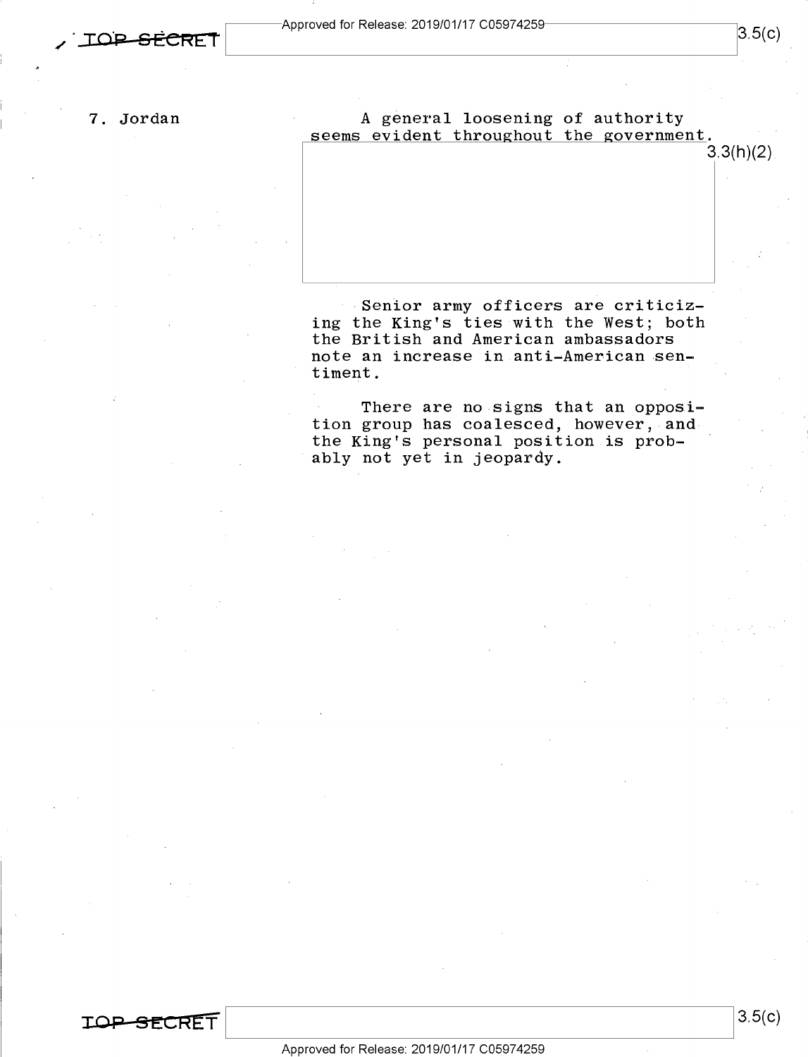7. Jordan

A general loosening of authority seems evident throughout the government.

3.3(h)(2)

Senior army officers are criticizing the King's ties with the West; both the British and American ambassadors note an increase in anti-American sentiment.

There are no signs that an opposition group has coalesced, however, and the King's personal position is probably not yet in jeopardy.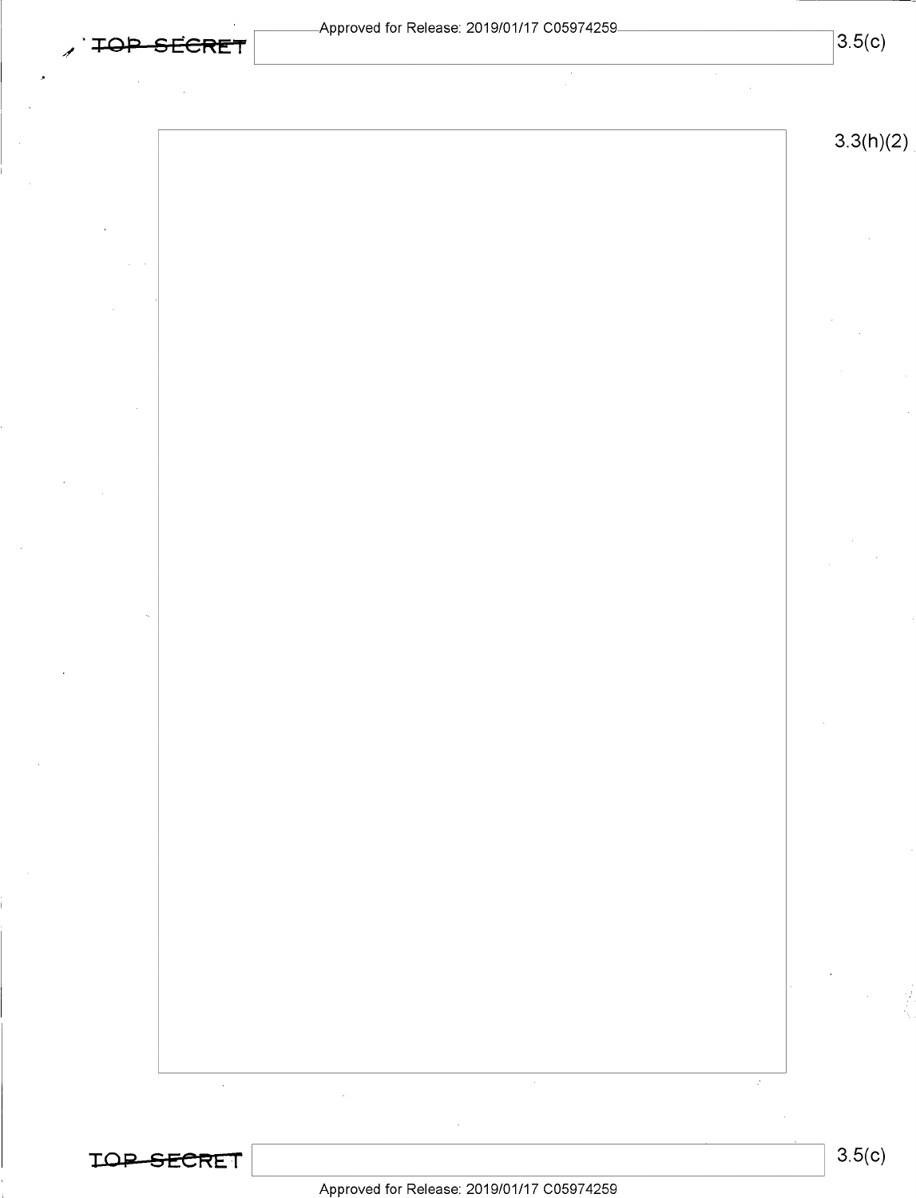3.3(h)(2)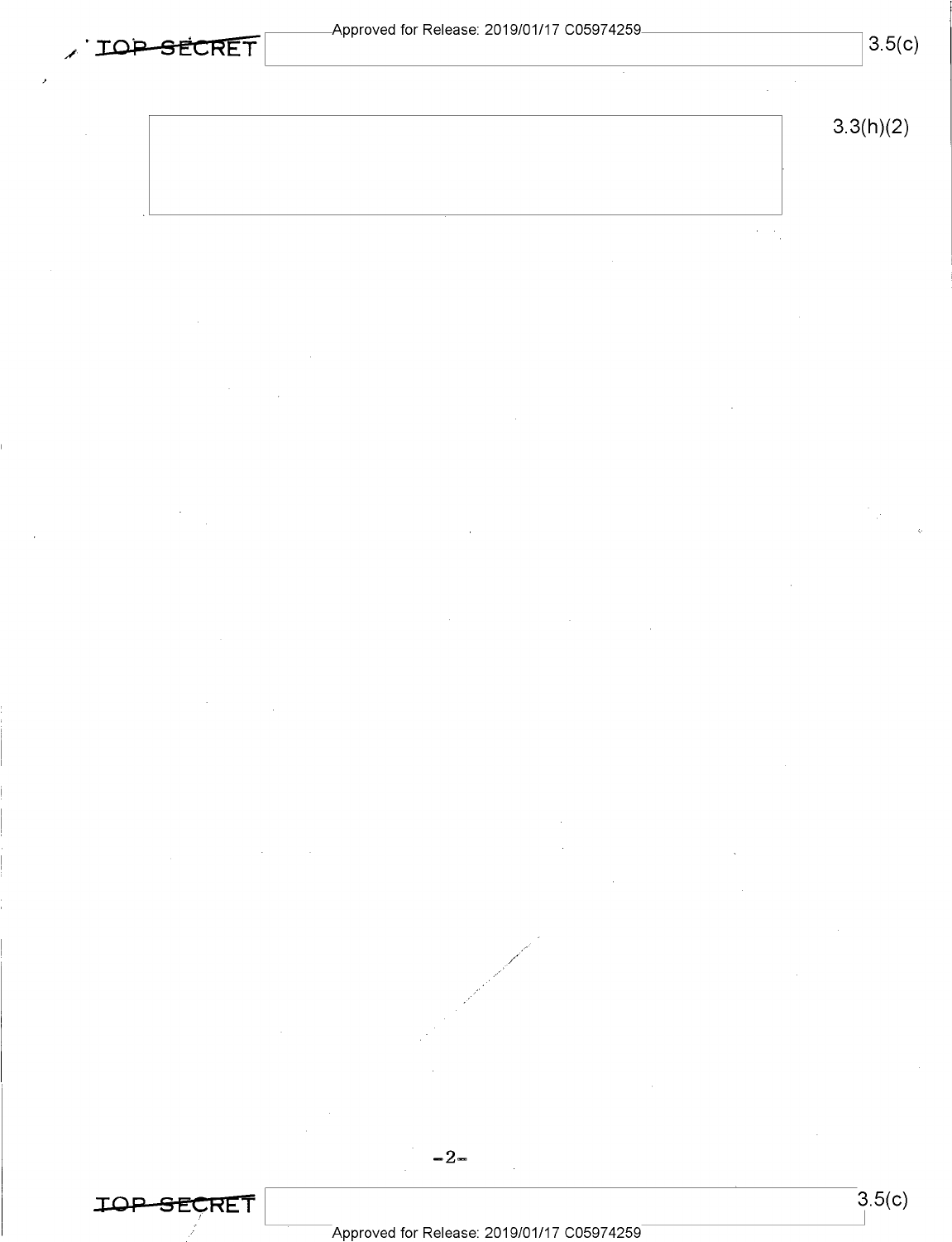3.3(h)(2)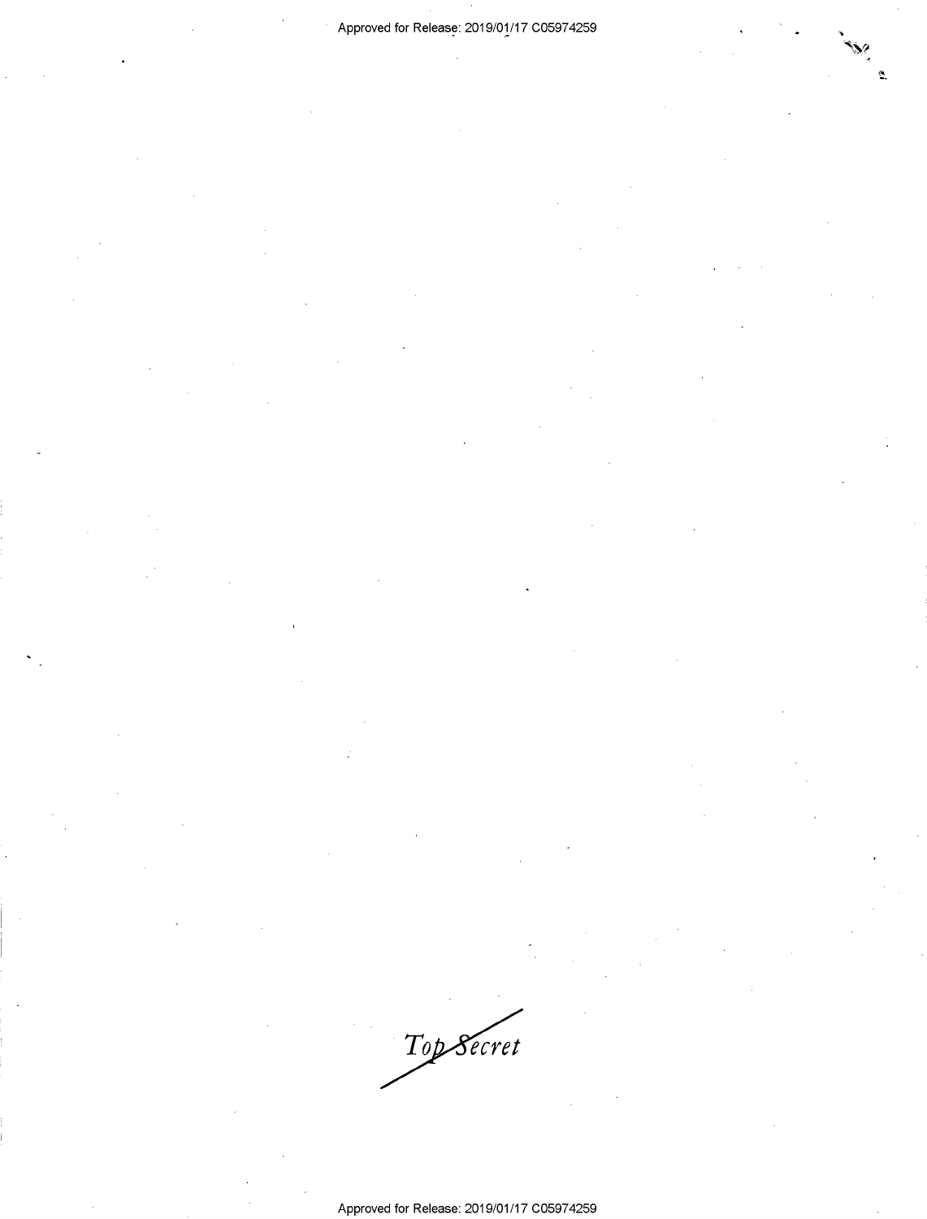*Top Secret*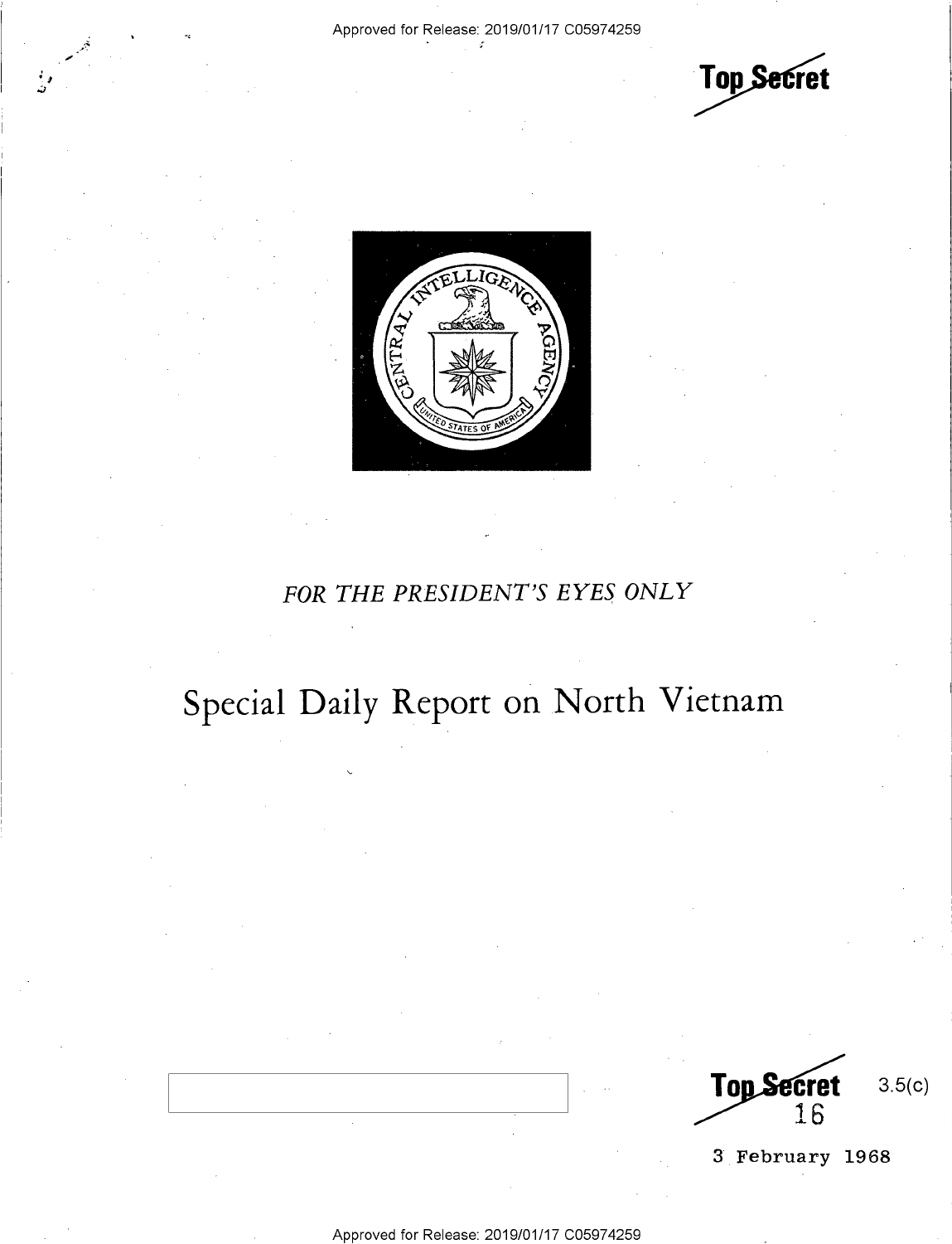Top Secret

FOR THE PRESIDENT'S EYES ONLY

# Special Daily Report on North Vietnam

Top Secret 3.5(c)
16

3 February 1968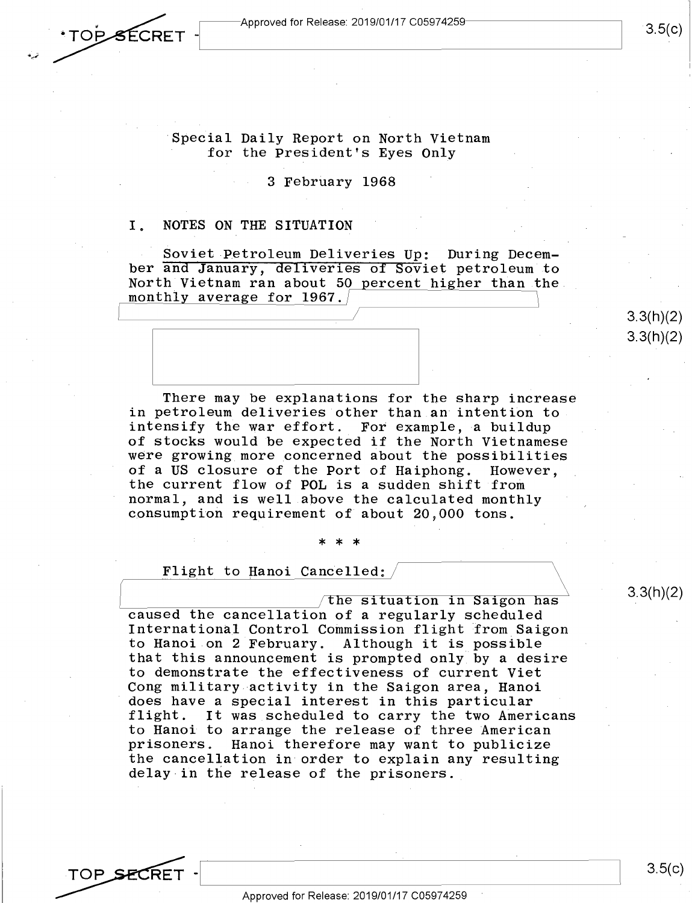Special Daily Report on North Vietnam
for the President's Eyes Only

3 February 1968

I. NOTES ON THE SITUATION

Soviet Petroleum Deliveries Up: During December and January, deliveries of Soviet petroleum to North Vietnam ran about 50 percent higher than the monthly average for 1967.

There may be explanations for the sharp increase in petroleum deliveries other than an intention to intensify the war effort. For example, a buildup of stocks would be expected if the North Vietnamese were growing more concerned about the possibilities of a US closure of the Port of Haiphong. However, the current flow of POL is a sudden shift from normal, and is well above the calculated monthly consumption requirement of about 20,000 tons.

\* \* \*

Flight to Hanoi Cancelled: the situation in Saigon has caused the cancellation of a regularly scheduled International Control Commission flight from Saigon to Hanoi on 2 February. Although it is possible that this announcement is prompted only by a desire to demonstrate the effectiveness of current Viet Cong military activity in the Saigon area, Hanoi does have a special interest in this particular flight. It was scheduled to carry the two Americans to Hanoi to arrange the release of three American prisoners. Hanoi therefore may want to publicize the cancellation in order to explain any resulting delay in the release of the prisoners.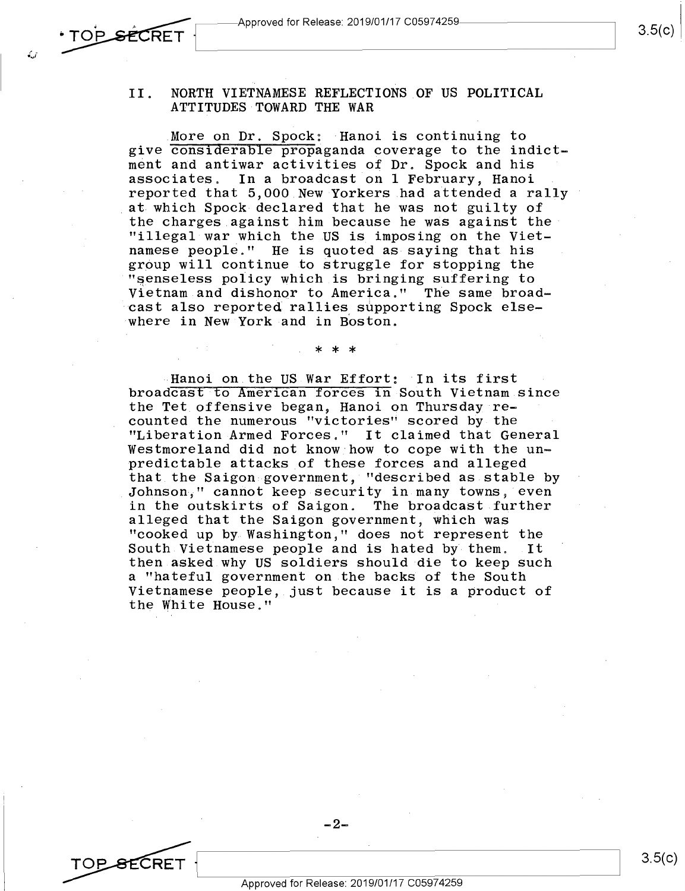## II. NORTH VIETNAMESE REFLECTIONS OF US POLITICAL ATTITUDES TOWARD THE WAR

More on Dr. Spock: Hanoi is continuing to give considerable propaganda coverage to the indictment and antiwar activities of Dr. Spock and his associates. In a broadcast on 1 February, Hanoi reported that 5,000 New Yorkers had attended a rally at which Spock declared that he was not guilty of the charges against him because he was against the "illegal war which the US is imposing on the Vietnamese people." He is quoted as saying that his group will continue to struggle for stopping the "senseless policy which is bringing suffering to Vietnam and dishonor to America." The same broadcast also reported rallies supporting Spock elsewhere in New York and in Boston.

\* \* \*

Hanoi on the US War Effort: In its first broadcast to American forces in South Vietnam since the Tet offensive began, Hanoi on Thursday recounted the numerous "victories" scored by the "Liberation Armed Forces." It claimed that General Westmoreland did not know how to cope with the unpredictable attacks of these forces and alleged that the Saigon government, "described as stable by Johnson," cannot keep security in many towns, even in the outskirts of Saigon. The broadcast further alleged that the Saigon government, which was "cooked up by Washington," does not represent the South Vietnamese people and is hated by them. It then asked why US soldiers should die to keep such a "hateful government on the backs of the South Vietnamese people, just because it is a product of the White House."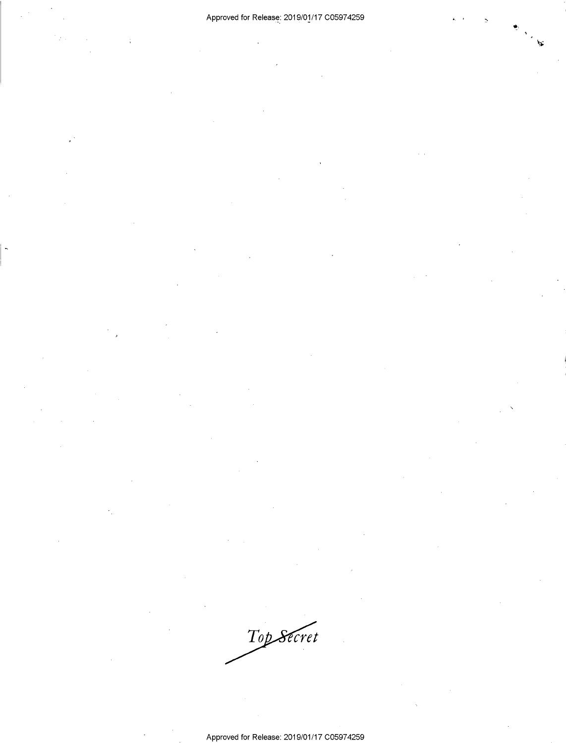Top Secret